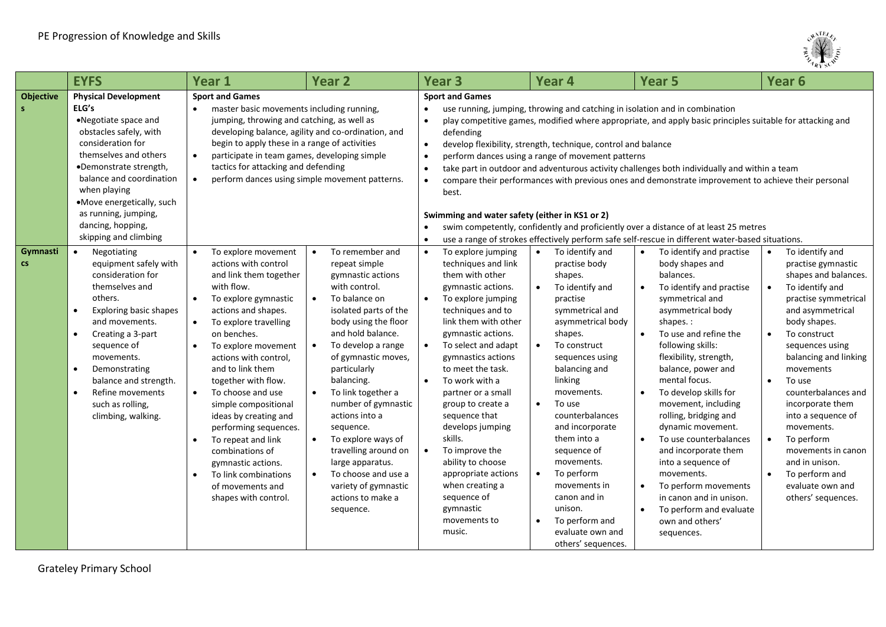# PE Progression of Knowledge and Skills

| | EYFS | Year 1 | Year 2 | Year 3 | Year 4 | Year 5 | Year 6 |
|---|---|---|---|---|---|---|---|
| Objectives | **Physical Development ELG's**<br>•Negotiate space and obstacles safely, with consideration for themselves and others<br>•Demonstrate strength, balance and coordination when playing<br>•Move energetically, such as running, jumping, dancing, hopping, skipping and climbing | **Sport and Games**<br>• master basic movements including running, jumping, throwing and catching, as well as developing balance, agility and co-ordination, and begin to apply these in a range of activities<br>• participate in team games, developing simple tactics for attacking and defending<br>• perform dances using simple movement patterns. | | **Sport and Games**<br>• use running, jumping, throwing and catching in isolation and in combination<br>• play competitive games, modified where appropriate, and apply basic principles suitable for attacking and defending<br>• develop flexibility, strength, technique, control and balance<br>• perform dances using a range of movement patterns<br>• take part in outdoor and adventurous activity challenges both individually and within a team<br>• compare their performances with previous ones and demonstrate improvement to achieve their personal best.<br><br>**Swimming and water safety (either in KS1 or 2)**<br>• swim competently, confidently and proficiently over a distance of at least 25 metres<br>• use a range of strokes effectively perform safe self-rescue in different water-based situations. | | | |
| Gymnastics | • Negotiating equipment safely with consideration for themselves and others.<br>• Exploring basic shapes and movements.<br>• Creating a 3-part sequence of movements.<br>• Demonstrating balance and strength.<br>• Refine movements such as rolling, climbing, walking. | • To explore movement actions with control and link them together with flow.<br>• To explore gymnastic actions and shapes.<br>• To explore travelling on benches.<br>• To explore movement actions with control, and to link them together with flow.<br>• To choose and use simple compositional ideas by creating and performing sequences.<br>• To repeat and link combinations of gymnastic actions.<br>• To link combinations of movements and shapes with control. | • To remember and repeat simple gymnastic actions with control.<br>• To balance on isolated parts of the body using the floor and hold balance.<br>• To develop a range of gymnastic moves, particularly balancing.<br>• To link together a number of gymnastic actions into a sequence.<br>• To explore ways of travelling around on large apparatus.<br>• To choose and use a variety of gymnastic actions to make a sequence. | • To explore jumping techniques and link them with other gymnastic actions.<br>• To explore jumping techniques and to link them with other gymnastic actions.<br>• To select and adapt gymnastics actions to meet the task.<br>• To work with a partner or a small group to create a sequence that develops jumping skills.<br>• To improve the ability to choose appropriate actions when creating a sequence of gymnastic movements to music. | • To identify and practise body shapes.<br>• To identify and practise symmetrical and asymmetrical body shapes.<br>• To construct sequences using balancing and linking movements.<br>• To use counterbalances and incorporate them into a sequence of movements.<br>• To perform movements in canon and in unison.<br>• To perform and evaluate own and others' sequences. | • To identify and practise body shapes and balances.<br>• To identify and practise symmetrical and asymmetrical body shapes. :<br>• To use and refine the following skills: flexibility, strength, balance, power and mental focus.<br>• To develop skills for movement, including rolling, bridging and dynamic movement.<br>• To use counterbalances and incorporate them into a sequence of movements.<br>• To perform movements in canon and in unison.<br>• To perform and evaluate own and others' sequences. | • To identify and practise gymnastic shapes and balances.<br>• To identify and practise symmetrical and asymmetrical body shapes.<br>• To construct sequences using balancing and linking movements<br>• To use counterbalances and incorporate them into a sequence of movements.<br>• To perform movements in canon and in unison.<br>• To perform and evaluate own and others' sequences. |

Grateley Primary School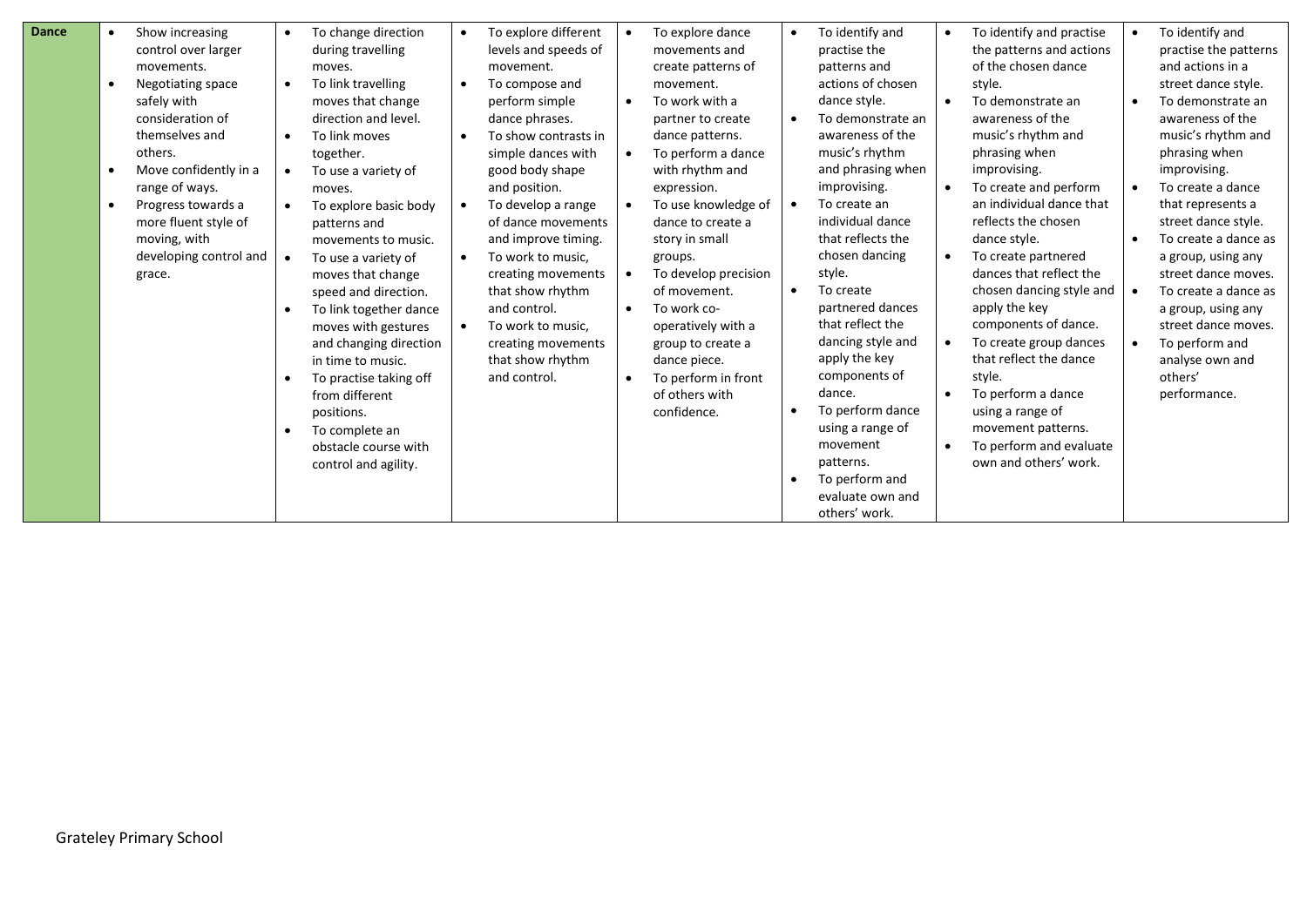| Dance | <ul><li>Show increasing control over larger movements.</li><li>Negotiating space safely with consideration of themselves and others.</li><li>Move confidently in a range of ways.</li><li>Progress towards a more fluent style of moving, with developing control and grace.</li></ul> | <ul><li>To change direction during travelling moves.</li><li>To link travelling moves that change direction and level.</li><li>To link moves together.</li><li>To use a variety of moves.</li><li>To explore basic body patterns and movements to music.</li><li>To use a variety of moves that change speed and direction.</li><li>To link together dance moves with gestures and changing direction in time to music.</li><li>To practise taking off from different positions.</li><li>To complete an obstacle course with control and agility.</li></ul> | <ul><li>To explore different levels and speeds of movement.</li><li>To compose and perform simple dance phrases.</li><li>To show contrasts in simple dances with good body shape and position.</li><li>To develop a range of dance movements and improve timing.</li><li>To work to music, creating movements that show rhythm and control.</li><li>To work to music, creating movements that show rhythm and control.</li></ul> | <ul><li>To explore dance movements and create patterns of movement.</li><li>To work with a partner to create dance patterns.</li><li>To perform a dance with rhythm and expression.</li><li>To use knowledge of dance to create a story in small groups.</li><li>To develop precision of movement.</li><li>To work co-operatively with a group to create a dance piece.</li><li>To perform in front of others with confidence.</li></ul> | <ul><li>To identify and practise the patterns and actions of chosen dance style.</li><li>To demonstrate an awareness of the music's rhythm and phrasing when improvising.</li><li>To create an individual dance that reflects the chosen dancing style.</li><li>To create partnered dances that reflect the dancing style and apply the key components of dance.</li><li>To perform dance using a range of movement patterns.</li><li>To perform and evaluate own and others' work.</li></ul> | <ul><li>To identify and practise the patterns and actions of the chosen dance style.</li><li>To demonstrate an awareness of the music's rhythm and phrasing when improvising.</li><li>To create and perform an individual dance that reflects the chosen dance style.</li><li>To create partnered dances that reflect the chosen dancing style and apply the key components of dance.</li><li>To create group dances that reflect the dance style.</li><li>To perform a dance using a range of movement patterns.</li><li>To perform and evaluate own and others' work.</li></ul> | <ul><li>To identify and practise the patterns and actions in a street dance style.</li><li>To demonstrate an awareness of the music's rhythm and phrasing when improvising.</li><li>To create a dance that represents a street dance style.</li><li>To create a dance as a group, using any street dance moves.</li><li>To create a dance as a group, using any street dance moves.</li><li>To perform and analyse own and others' performance.</li></ul> |
|---|---|---|---|---|---|---|---|

Grateley Primary School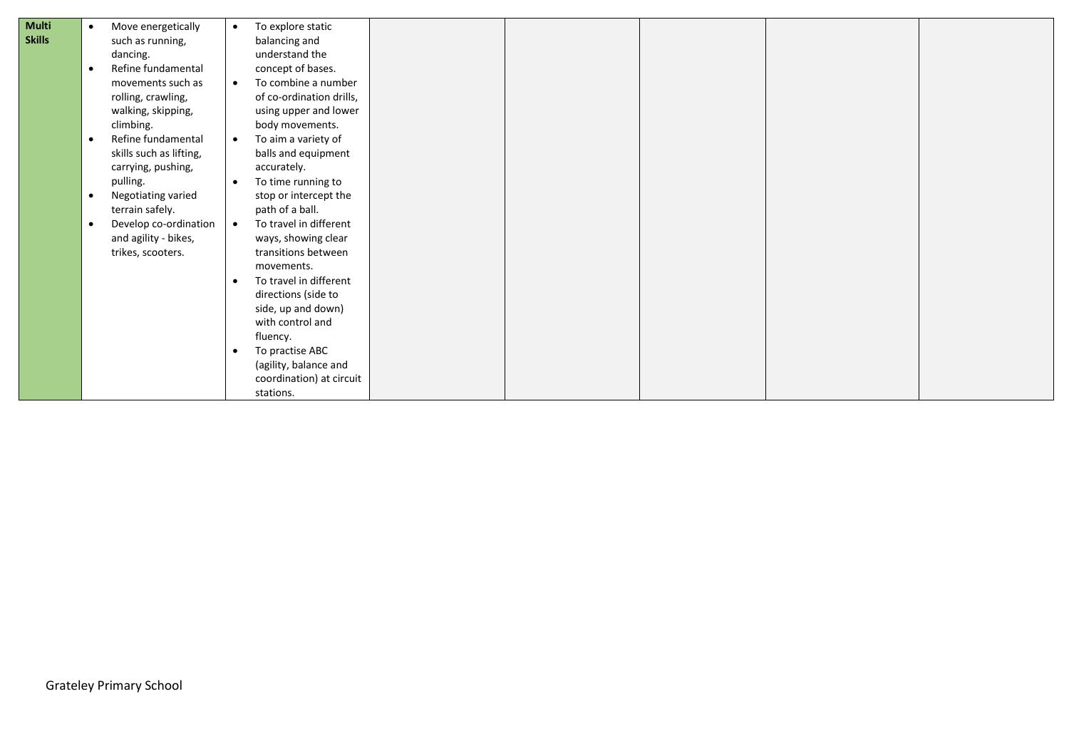| **Multi Skills** | • Move energetically such as running, dancing.<br>• Refine fundamental movements such as rolling, crawling, walking, skipping, climbing.<br>• Refine fundamental skills such as lifting, carrying, pushing, pulling.<br>• Negotiating varied terrain safely.<br>• Develop co-ordination and agility - bikes, trikes, scooters. | • To explore static balancing and understand the concept of bases.<br>• To combine a number of co-ordination drills, using upper and lower body movements.<br>• To aim a variety of balls and equipment accurately.<br>• To time running to stop or intercept the path of a ball.<br>• To travel in different ways, showing clear transitions between movements.<br>• To travel in different directions (side to side, up and down) with control and fluency.<br>• To practise ABC (agility, balance and coordination) at circuit stations. | | | | | |
|---|---|---|---|---|---|---|---|

Grateley Primary School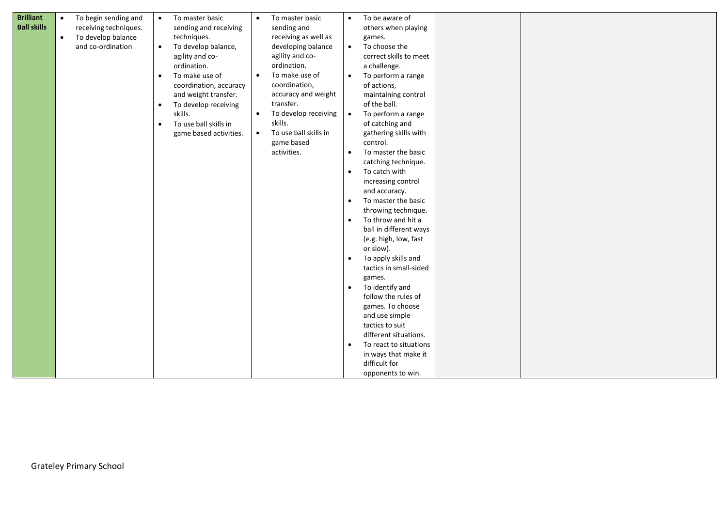| Brilliant Ball skills | • To begin sending and receiving techniques.<br>• To develop balance and co-ordination | • To master basic sending and receiving techniques.<br>• To develop balance, agility and co-ordination.<br>• To make use of coordination, accuracy and weight transfer.<br>• To develop receiving skills.<br>• To use ball skills in game based activities. | • To master basic sending and receiving as well as developing balance agility and co-ordination.<br>• To make use of coordination, accuracy and weight transfer.<br>• To develop receiving skills.<br>• To use ball skills in game based activities. | • To be aware of others when playing games.<br>• To choose the correct skills to meet a challenge.<br>• To perform a range of actions, maintaining control of the ball.<br>• To perform a range of catching and gathering skills with control.<br>• To master the basic catching technique.<br>• To catch with increasing control and accuracy.<br>• To master the basic throwing technique.<br>• To throw and hit a ball in different ways (e.g. high, low, fast or slow).<br>• To apply skills and tactics in small-sided games.<br>• To identify and follow the rules of games. To choose and use simple tactics to suit different situations.<br>• To react to situations in ways that make it difficult for opponents to win. | | | |
|---|---|---|---|---|---|---|---|

Grateley Primary School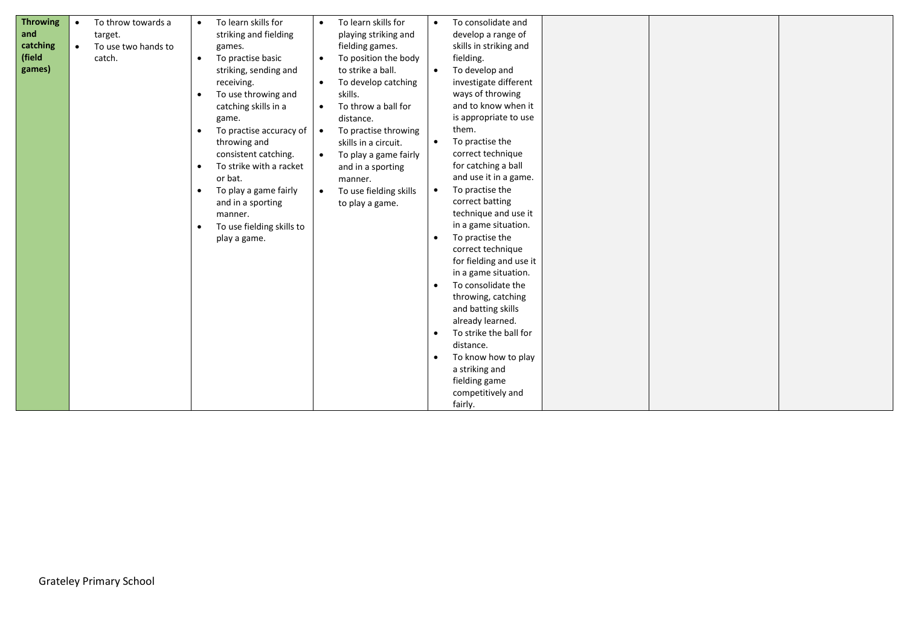| Throwing and catching (field games) | • To throw towards a target.<br>• To use two hands to catch. | • To learn skills for striking and fielding games.<br>• To practise basic striking, sending and receiving.<br>• To use throwing and catching skills in a game.<br>• To practise accuracy of throwing and consistent catching.<br>• To strike with a racket or bat.<br>• To play a game fairly and in a sporting manner.<br>• To use fielding skills to play a game. | • To learn skills for playing striking and fielding games.<br>• To position the body to strike a ball.<br>• To develop catching skills.<br>• To throw a ball for distance.<br>• To practise throwing skills in a circuit.<br>• To play a game fairly and in a sporting manner.<br>• To use fielding skills to play a game. | • To consolidate and develop a range of skills in striking and fielding.<br>• To develop and investigate different ways of throwing and to know when it is appropriate to use them.<br>• To practise the correct technique for catching a ball and use it in a game.<br>• To practise the correct batting technique and use it in a game situation.<br>• To practise the correct technique for fielding and use it in a game situation.<br>• To consolidate the throwing, catching and batting skills already learned.<br>• To strike the ball for distance.<br>• To know how to play a striking and fielding game competitively and fairly. | | | |
|---|---|---|---|---|---|---|---|

Grateley Primary School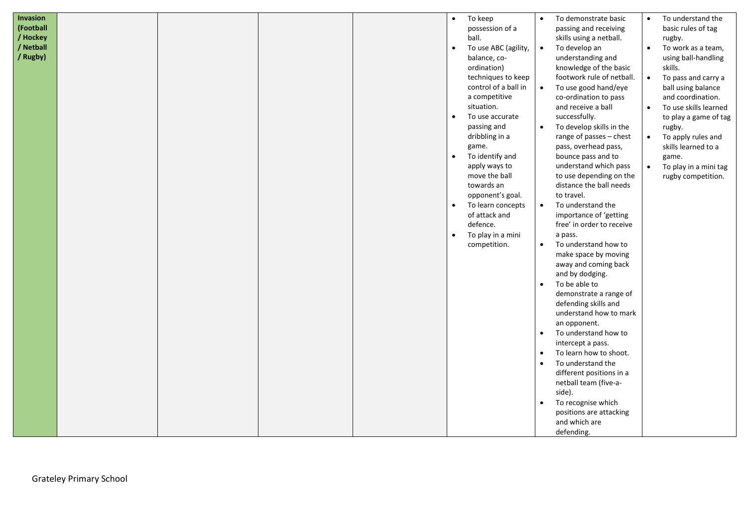| Invasion (Football / Hockey / Netball / Rugby) | | | | | <ul><li>To keep possession of a ball.</li><li>To use ABC (agility, balance, co-ordination) techniques to keep control of a ball in a competitive situation.</li><li>To use accurate passing and dribbling in a game.</li><li>To identify and apply ways to move the ball towards an opponent's goal.</li><li>To learn concepts of attack and defence.</li><li>To play in a mini competition.</li></ul> | <ul><li>To demonstrate basic passing and receiving skills using a netball.</li><li>To develop an understanding and knowledge of the basic footwork rule of netball.</li><li>To use good hand/eye co-ordination to pass and receive a ball successfully.</li><li>To develop skills in the range of passes – chest pass, overhead pass, bounce pass and to understand which pass to use depending on the distance the ball needs to travel.</li><li>To understand the importance of 'getting free' in order to receive a pass.</li><li>To understand how to make space by moving away and coming back and by dodging.</li><li>To be able to demonstrate a range of defending skills and understand how to mark an opponent.</li><li>To understand how to intercept a pass.</li><li>To learn how to shoot.</li><li>To understand the different positions in a netball team (five-a-side).</li><li>To recognise which positions are attacking and which are defending.</li></ul> | <ul><li>To understand the basic rules of tag rugby.</li><li>To work as a team, using ball-handling skills.</li><li>To pass and carry a ball using balance and coordination.</li><li>To use skills learned to play a game of tag rugby.</li><li>To apply rules and skills learned to a game.</li><li>To play in a mini tag rugby competition.</li></ul> |
|---|---|---|---|---|---|---|---|

Grateley Primary School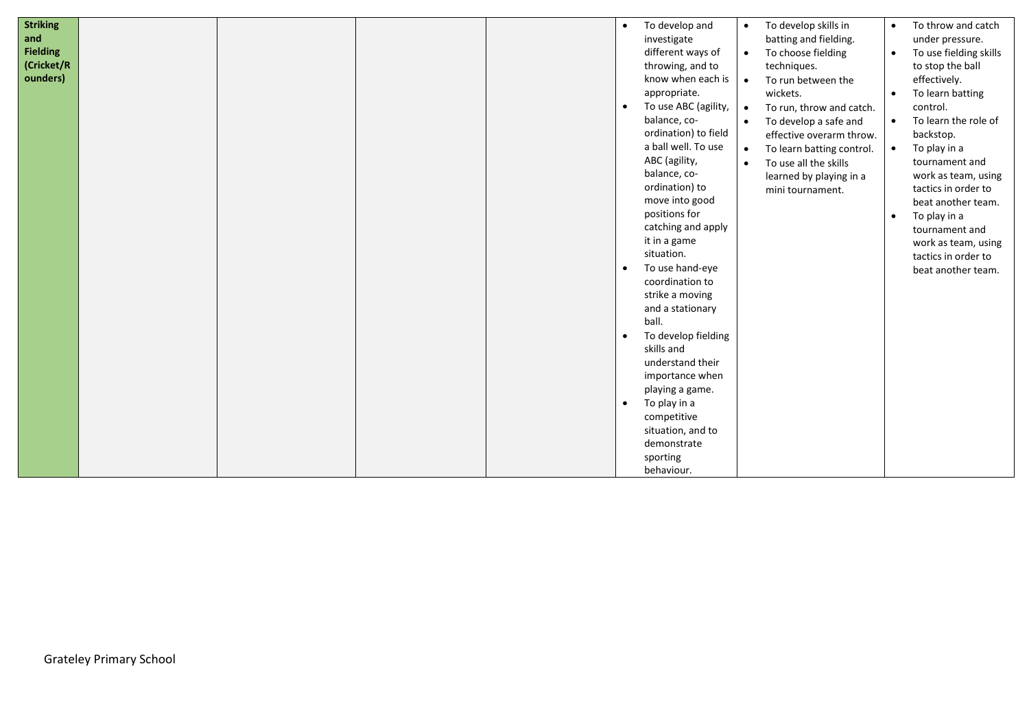| Striking and Fielding (Cricket/Rounders) | | | | | <ul><li>To develop and investigate different ways of throwing, and to know when each is appropriate.</li><li>To use ABC (agility, balance, co-ordination) to field a ball well. To use ABC (agility, balance, co-ordination) to move into good positions for catching and apply it in a game situation.</li><li>To use hand-eye coordination to strike a moving and a stationary ball.</li><li>To develop fielding skills and understand their importance when playing a game.</li><li>To play in a competitive situation, and to demonstrate sporting behaviour.</li></ul> | <ul><li>To develop skills in batting and fielding.</li><li>To choose fielding techniques.</li><li>To run between the wickets.</li><li>To run, throw and catch.</li><li>To develop a safe and effective overarm throw.</li><li>To learn batting control.</li><li>To use all the skills learned by playing in a mini tournament.</li></ul> | <ul><li>To throw and catch under pressure.</li><li>To use fielding skills to stop the ball effectively.</li><li>To learn batting control.</li><li>To learn the role of backstop.</li><li>To play in a tournament and work as team, using tactics in order to beat another team.</li><li>To play in a tournament and work as team, using tactics in order to beat another team.</li></ul> |
|---|---|---|---|---|---|---|---|

Grateley Primary School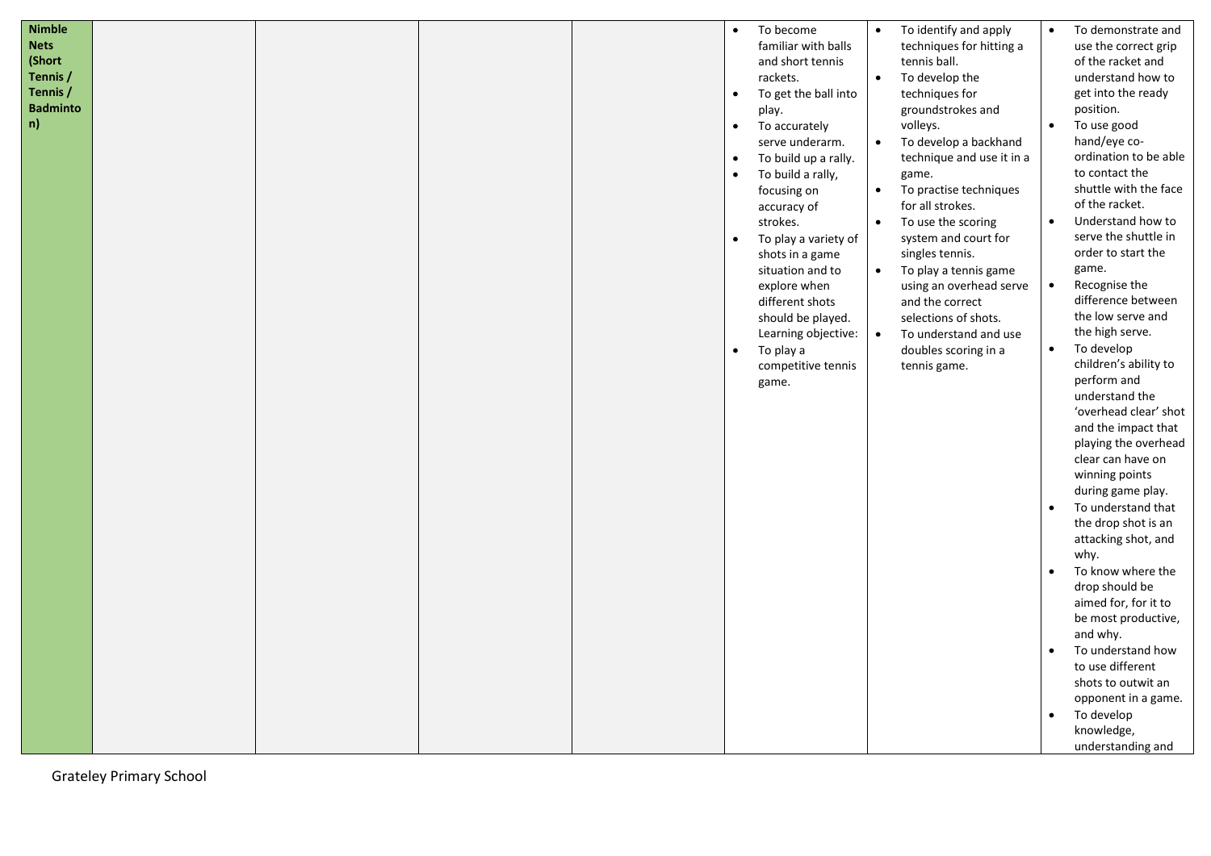| | | | | | | | |
|---|---|---|---|---|---|---|---|
| **Nimble Nets (Short Tennis / Tennis / Badminton)** | | | | | • To become familiar with balls and short tennis rackets.<br>• To get the ball into play.<br>• To accurately serve underarm.<br>• To build up a rally.<br>• To build a rally, focusing on accuracy of strokes.<br>• To play a variety of shots in a game situation and to explore when different shots should be played. Learning objective:<br>• To play a competitive tennis game. | • To identify and apply techniques for hitting a tennis ball.<br>• To develop the techniques for groundstrokes and volleys.<br>• To develop a backhand technique and use it in a game.<br>• To practise techniques for all strokes.<br>• To use the scoring system and court for singles tennis.<br>• To play a tennis game using an overhead serve and the correct selections of shots.<br>• To understand and use doubles scoring in a tennis game. | • To demonstrate and use the correct grip of the racket and understand how to get into the ready position.<br>• To use good hand/eye co-ordination to be able to contact the shuttle with the face of the racket.<br>• Understand how to serve the shuttle in order to start the game.<br>• Recognise the difference between the low serve and the high serve.<br>• To develop children's ability to perform and understand the 'overhead clear' shot and the impact that playing the overhead clear can have on winning points during game play.<br>• To understand that the drop shot is an attacking shot, and why.<br>• To know where the drop should be aimed for, for it to be most productive, and why.<br>• To understand how to use different shots to outwit an opponent in a game.<br>• To develop knowledge, understanding and |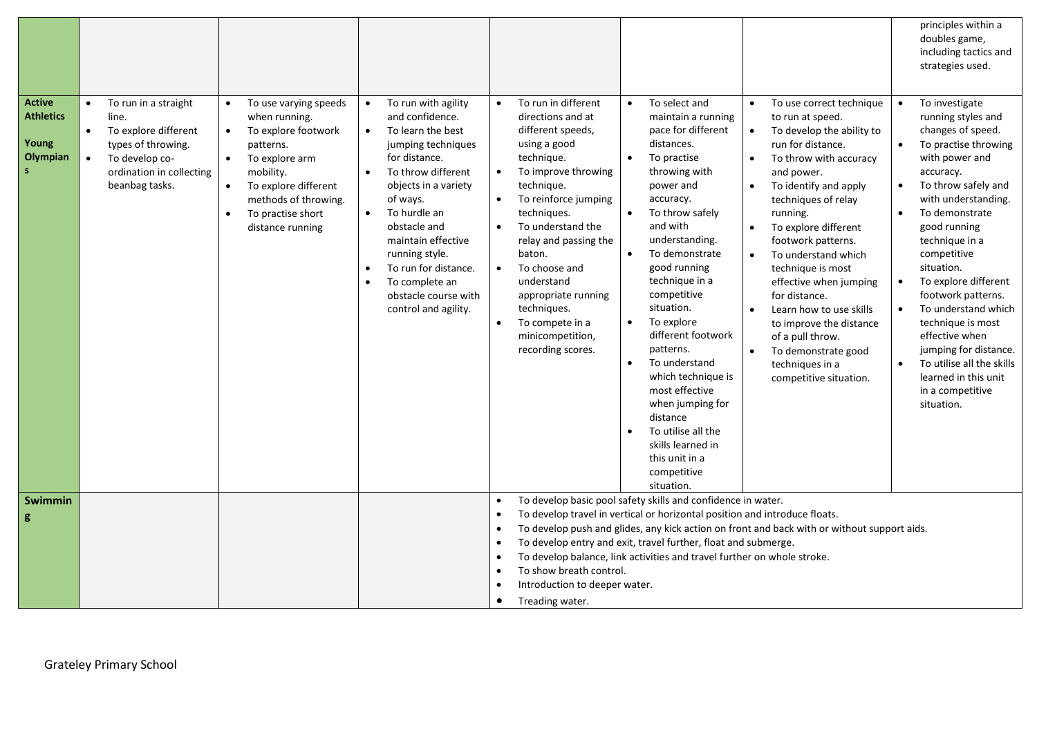| | | | | | | | |
|---|---|---|---|---|---|---|---|
| | | | | | | | principles within a doubles game, including tactics and strategies used. |
| **Active Athletics**<br><br>**Young Olympians** | • To run in a straight line.<br>• To explore different types of throwing.<br>• To develop co-ordination in collecting beanbag tasks. | • To use varying speeds when running.<br>• To explore footwork patterns.<br>• To explore arm mobility.<br>• To explore different methods of throwing.<br>• To practise short distance running | • To run with agility and confidence.<br>• To learn the best jumping techniques for distance.<br>• To throw different objects in a variety of ways.<br>• To hurdle an obstacle and maintain effective running style.<br>• To run for distance.<br>• To complete an obstacle course with control and agility. | • To run in different directions and at different speeds, using a good technique.<br>• To improve throwing technique.<br>• To reinforce jumping techniques.<br>• To understand the relay and passing the baton.<br>• To choose and understand appropriate running techniques.<br>• To compete in a minicompetition, recording scores. | • To select and maintain a running pace for different distances.<br>• To practise throwing with power and accuracy.<br>• To throw safely and with understanding.<br>• To demonstrate good running technique in a competitive situation.<br>• To explore different footwork patterns.<br>• To understand which technique is most effective when jumping for distance<br>• To utilise all the skills learned in this unit in a competitive situation. | • To use correct technique to run at speed.<br>• To develop the ability to run for distance.<br>• To throw with accuracy and power.<br>• To identify and apply techniques of relay running.<br>• To explore different footwork patterns.<br>• To understand which technique is most effective when jumping for distance.<br>• Learn how to use skills to improve the distance of a pull throw.<br>• To demonstrate good techniques in a competitive situation. | • To investigate running styles and changes of speed.<br>• To practise throwing with power and accuracy.<br>• To throw safely and with understanding.<br>• To demonstrate good running technique in a competitive situation.<br>• To explore different footwork patterns.<br>• To understand which technique is most effective when jumping for distance.<br>• To utilise all the skills learned in this unit in a competitive situation. |
| **Swimming** | | | | • To develop basic pool safety skills and confidence in water.<br>• To develop travel in vertical or horizontal position and introduce floats.<br>• To develop push and glides, any kick action on front and back with or without support aids.<br>• To develop entry and exit, travel further, float and submerge.<br>• To develop balance, link activities and travel further on whole stroke.<br>• To show breath control.<br>• Introduction to deeper water.<br>• Treading water. | | | |

Grateley Primary School